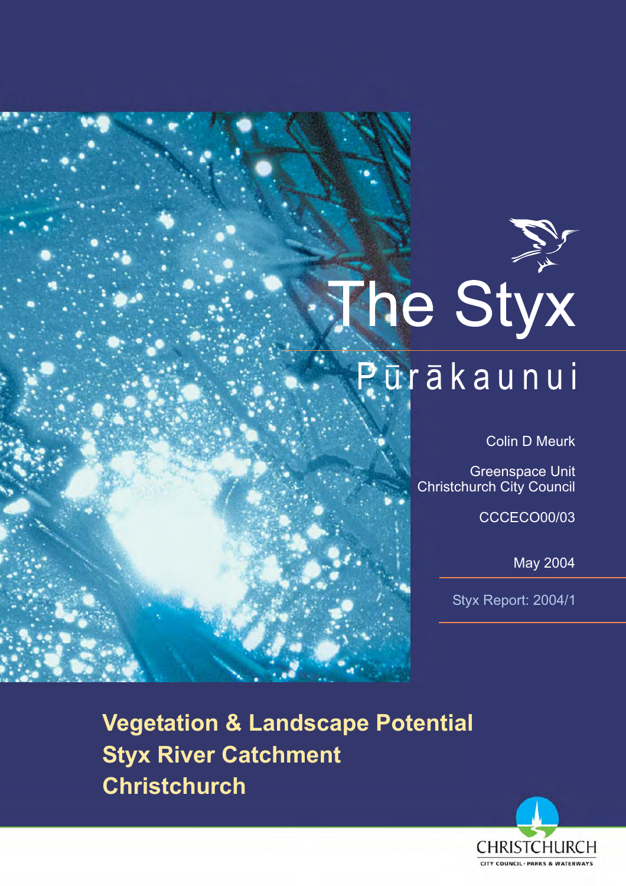# The Styx

## Pūrākaunui

Colin D Meurk

Greenspace Unit
Christchurch City Council

CCCECO00/03

May 2004

Styx Report: 2004/1

**Vegetation & Landscape Potential**
**Styx River Catchment**
**Christchurch**

CHRISTCHURCH
CITY COUNCIL · PARKS & WATERWAYS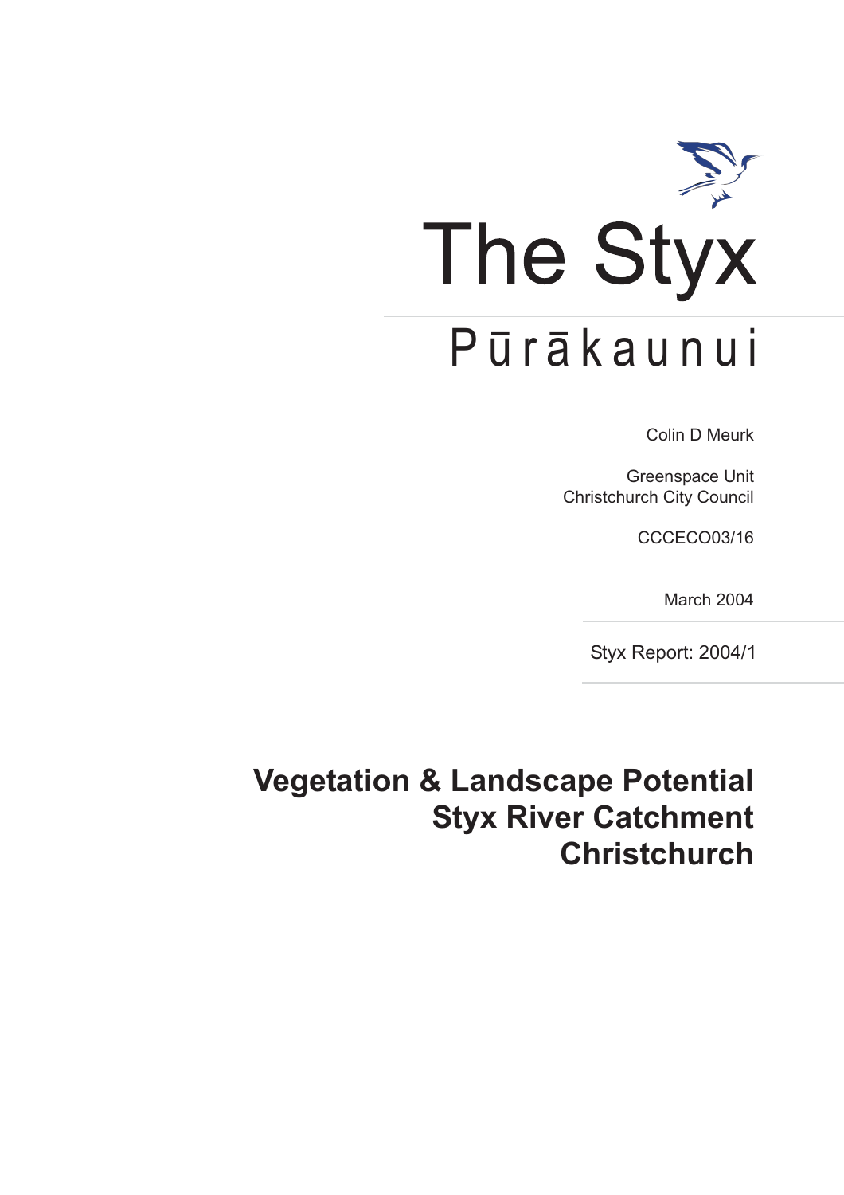# The Styx

## Pūrākaunui

Colin D Meurk

Greenspace Unit
Christchurch City Council

CCCECO03/16

March 2004

Styx Report: 2004/1

# Vegetation & Landscape Potential Styx River Catchment Christchurch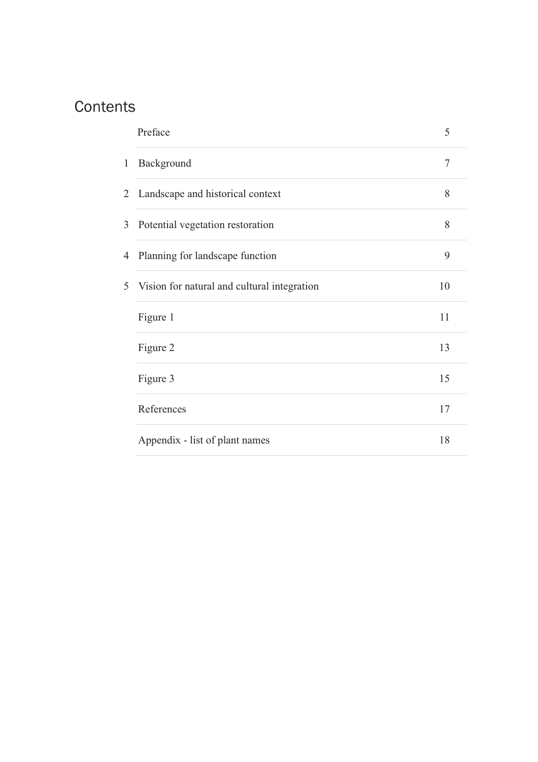# Contents

| | | |
|---|---|---|
| | Preface | 5 |
| 1 | Background | 7 |
| 2 | Landscape and historical context | 8 |
| 3 | Potential vegetation restoration | 8 |
| 4 | Planning for landscape function | 9 |
| 5 | Vision for natural and cultural integration | 10 |
| | Figure 1 | 11 |
| | Figure 2 | 13 |
| | Figure 3 | 15 |
| | References | 17 |
| | Appendix - list of plant names | 18 |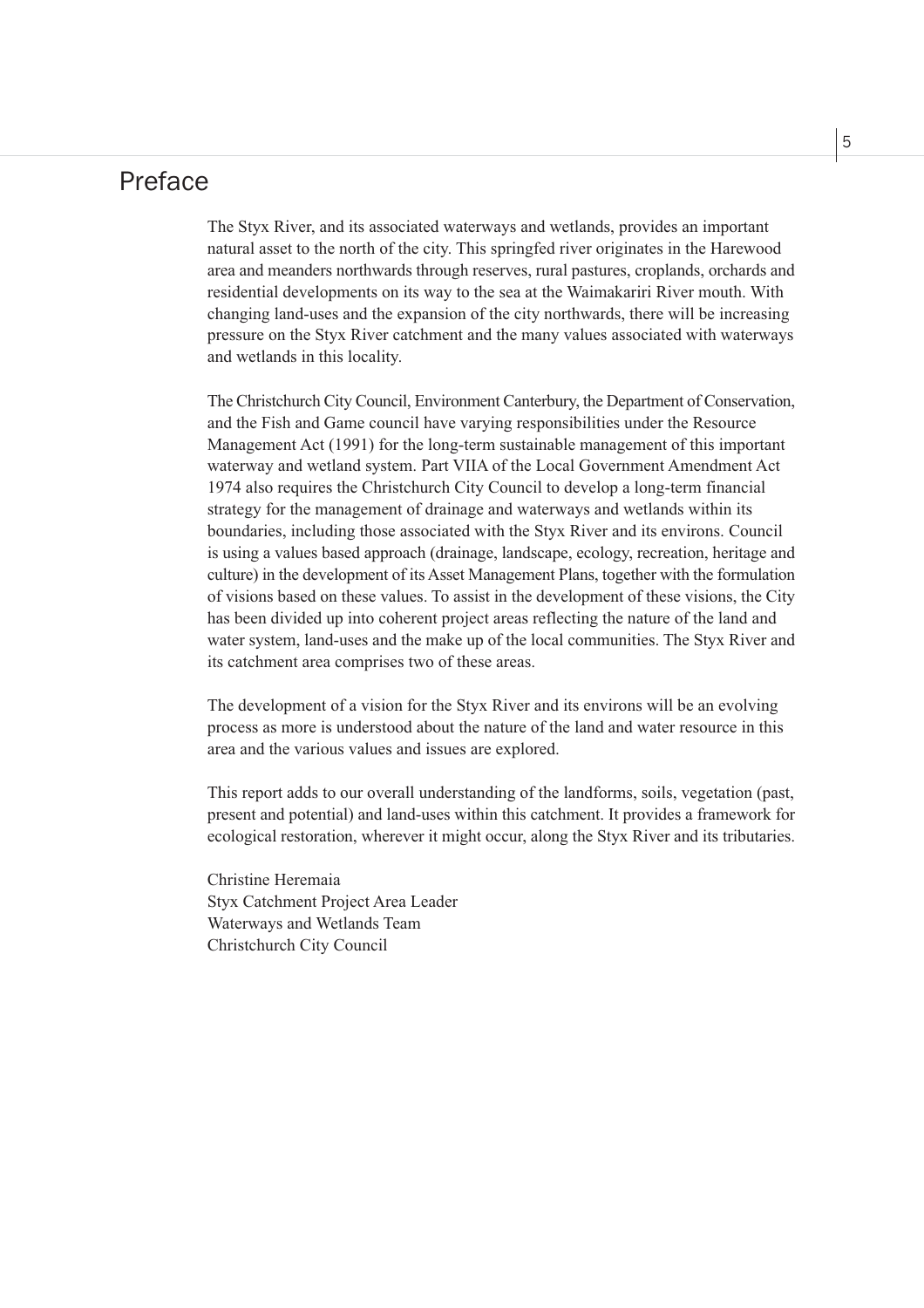# Preface

The Styx River, and its associated waterways and wetlands, provides an important natural asset to the north of the city. This springfed river originates in the Harewood area and meanders northwards through reserves, rural pastures, croplands, orchards and residential developments on its way to the sea at the Waimakariri River mouth. With changing land-uses and the expansion of the city northwards, there will be increasing pressure on the Styx River catchment and the many values associated with waterways and wetlands in this locality.

The Christchurch City Council, Environment Canterbury, the Department of Conservation, and the Fish and Game council have varying responsibilities under the Resource Management Act (1991) for the long-term sustainable management of this important waterway and wetland system. Part VIIA of the Local Government Amendment Act 1974 also requires the Christchurch City Council to develop a long-term financial strategy for the management of drainage and waterways and wetlands within its boundaries, including those associated with the Styx River and its environs. Council is using a values based approach (drainage, landscape, ecology, recreation, heritage and culture) in the development of its Asset Management Plans, together with the formulation of visions based on these values. To assist in the development of these visions, the City has been divided up into coherent project areas reflecting the nature of the land and water system, land-uses and the make up of the local communities. The Styx River and its catchment area comprises two of these areas.

The development of a vision for the Styx River and its environs will be an evolving process as more is understood about the nature of the land and water resource in this area and the various values and issues are explored.

This report adds to our overall understanding of the landforms, soils, vegetation (past, present and potential) and land-uses within this catchment. It provides a framework for ecological restoration, wherever it might occur, along the Styx River and its tributaries.

Christine Heremaia
Styx Catchment Project Area Leader
Waterways and Wetlands Team
Christchurch City Council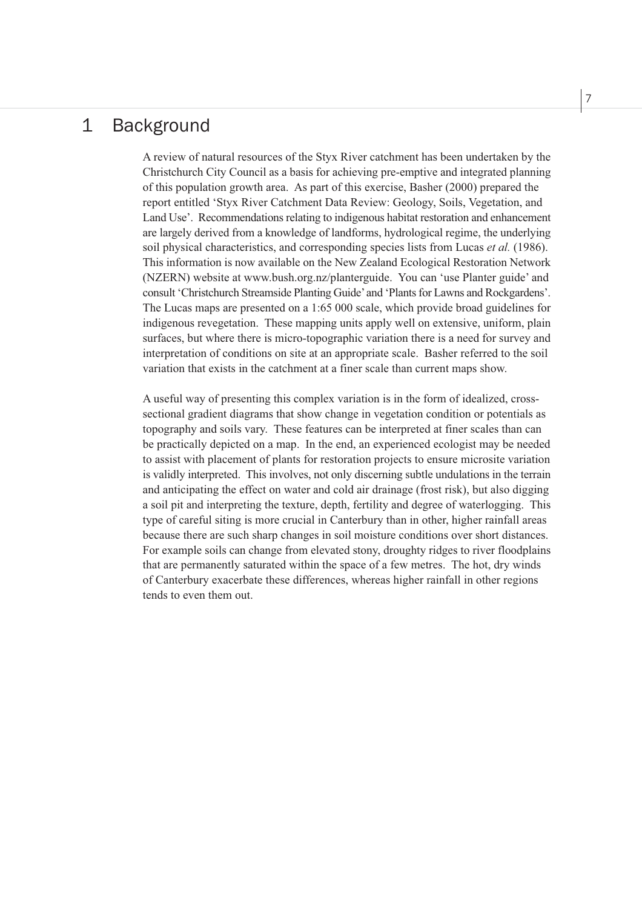# 1 Background

A review of natural resources of the Styx River catchment has been undertaken by the Christchurch City Council as a basis for achieving pre-emptive and integrated planning of this population growth area. As part of this exercise, Basher (2000) prepared the report entitled 'Styx River Catchment Data Review: Geology, Soils, Vegetation, and Land Use'. Recommendations relating to indigenous habitat restoration and enhancement are largely derived from a knowledge of landforms, hydrological regime, the underlying soil physical characteristics, and corresponding species lists from Lucas *et al.* (1986). This information is now available on the New Zealand Ecological Restoration Network (NZERN) website at www.bush.org.nz/planterguide. You can 'use Planter guide' and consult 'Christchurch Streamside Planting Guide' and 'Plants for Lawns and Rockgardens'. The Lucas maps are presented on a 1:65 000 scale, which provide broad guidelines for indigenous revegetation. These mapping units apply well on extensive, uniform, plain surfaces, but where there is micro-topographic variation there is a need for survey and interpretation of conditions on site at an appropriate scale. Basher referred to the soil variation that exists in the catchment at a finer scale than current maps show.

A useful way of presenting this complex variation is in the form of idealized, cross-sectional gradient diagrams that show change in vegetation condition or potentials as topography and soils vary. These features can be interpreted at finer scales than can be practically depicted on a map. In the end, an experienced ecologist may be needed to assist with placement of plants for restoration projects to ensure microsite variation is validly interpreted. This involves, not only discerning subtle undulations in the terrain and anticipating the effect on water and cold air drainage (frost risk), but also digging a soil pit and interpreting the texture, depth, fertility and degree of waterlogging. This type of careful siting is more crucial in Canterbury than in other, higher rainfall areas because there are such sharp changes in soil moisture conditions over short distances. For example soils can change from elevated stony, droughty ridges to river floodplains that are permanently saturated within the space of a few metres. The hot, dry winds of Canterbury exacerbate these differences, whereas higher rainfall in other regions tends to even them out.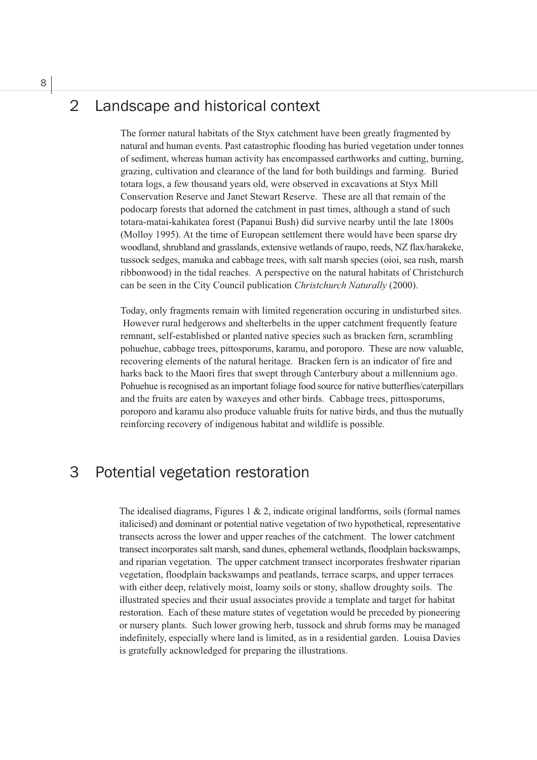## 2 Landscape and historical context

The former natural habitats of the Styx catchment have been greatly fragmented by natural and human events. Past catastrophic flooding has buried vegetation under tonnes of sediment, whereas human activity has encompassed earthworks and cutting, burning, grazing, cultivation and clearance of the land for both buildings and farming. Buried totara logs, a few thousand years old, were observed in excavations at Styx Mill Conservation Reserve and Janet Stewart Reserve. These are all that remain of the podocarp forests that adorned the catchment in past times, although a stand of such totara-matai-kahikatea forest (Papanui Bush) did survive nearby until the late 1800s (Molloy 1995). At the time of European settlement there would have been sparse dry woodland, shrubland and grasslands, extensive wetlands of raupo, reeds, NZ flax/harakeke, tussock sedges, manuka and cabbage trees, with salt marsh species (oioi, sea rush, marsh ribbonwood) in the tidal reaches. A perspective on the natural habitats of Christchurch can be seen in the City Council publication *Christchurch Naturally* (2000).

Today, only fragments remain with limited regeneration occuring in undisturbed sites. However rural hedgerows and shelterbelts in the upper catchment frequently feature remnant, self-established or planted native species such as bracken fern, scrambling pohuehue, cabbage trees, pittosporums, karamu, and poroporo. These are now valuable, recovering elements of the natural heritage. Bracken fern is an indicator of fire and harks back to the Maori fires that swept through Canterbury about a millennium ago. Pohuehue is recognised as an important foliage food source for native butterflies/caterpillars and the fruits are eaten by waxeyes and other birds. Cabbage trees, pittosporums, poroporo and karamu also produce valuable fruits for native birds, and thus the mutually reinforcing recovery of indigenous habitat and wildlife is possible.

## 3 Potential vegetation restoration

The idealised diagrams, Figures 1 & 2, indicate original landforms, soils (formal names italicised) and dominant or potential native vegetation of two hypothetical, representative transects across the lower and upper reaches of the catchment. The lower catchment transect incorporates salt marsh, sand dunes, ephemeral wetlands, floodplain backswamps, and riparian vegetation. The upper catchment transect incorporates freshwater riparian vegetation, floodplain backswamps and peatlands, terrace scarps, and upper terraces with either deep, relatively moist, loamy soils or stony, shallow droughty soils. The illustrated species and their usual associates provide a template and target for habitat restoration. Each of these mature states of vegetation would be preceded by pioneering or nursery plants. Such lower growing herb, tussock and shrub forms may be managed indefinitely, especially where land is limited, as in a residential garden. Louisa Davies is gratefully acknowledged for preparing the illustrations.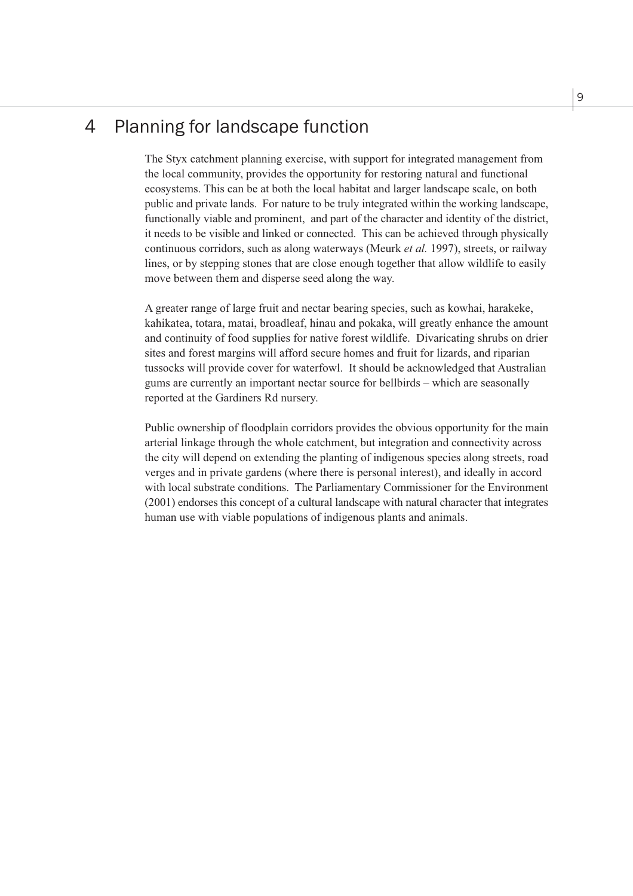# 4 Planning for landscape function

The Styx catchment planning exercise, with support for integrated management from the local community, provides the opportunity for restoring natural and functional ecosystems. This can be at both the local habitat and larger landscape scale, on both public and private lands. For nature to be truly integrated within the working landscape, functionally viable and prominent, and part of the character and identity of the district, it needs to be visible and linked or connected. This can be achieved through physically continuous corridors, such as along waterways (Meurk *et al.* 1997), streets, or railway lines, or by stepping stones that are close enough together that allow wildlife to easily move between them and disperse seed along the way.

A greater range of large fruit and nectar bearing species, such as kowhai, harakeke, kahikatea, totara, matai, broadleaf, hinau and pokaka, will greatly enhance the amount and continuity of food supplies for native forest wildlife. Divaricating shrubs on drier sites and forest margins will afford secure homes and fruit for lizards, and riparian tussocks will provide cover for waterfowl. It should be acknowledged that Australian gums are currently an important nectar source for bellbirds – which are seasonally reported at the Gardiners Rd nursery.

Public ownership of floodplain corridors provides the obvious opportunity for the main arterial linkage through the whole catchment, but integration and connectivity across the city will depend on extending the planting of indigenous species along streets, road verges and in private gardens (where there is personal interest), and ideally in accord with local substrate conditions. The Parliamentary Commissioner for the Environment (2001) endorses this concept of a cultural landscape with natural character that integrates human use with viable populations of indigenous plants and animals.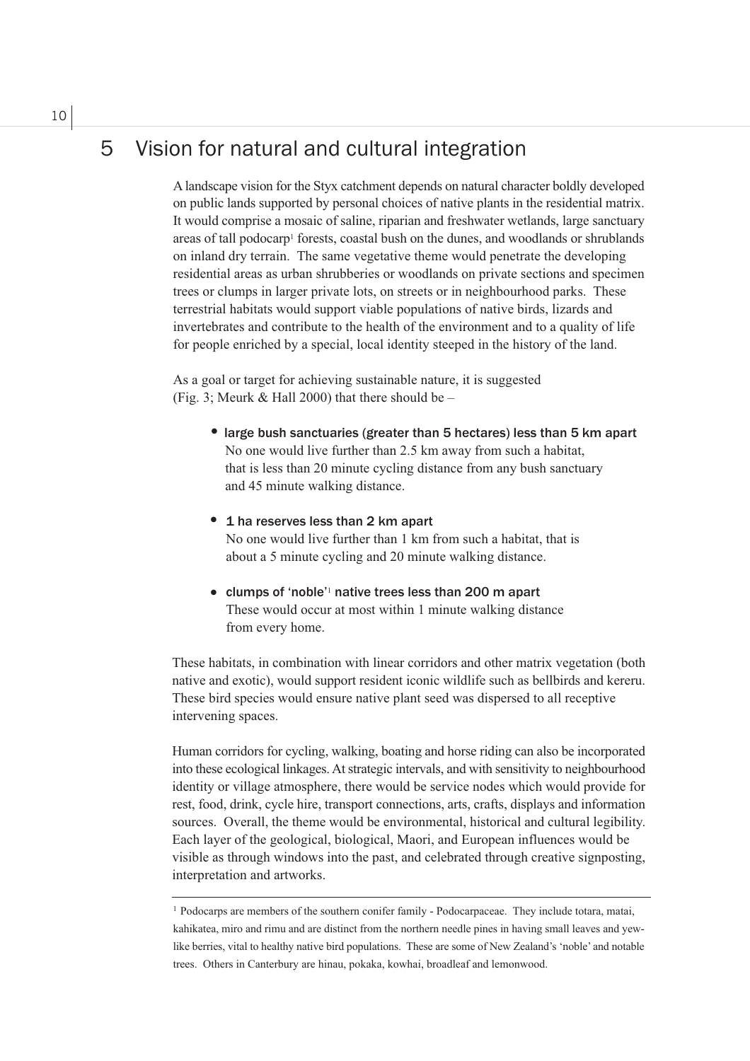# 5 Vision for natural and cultural integration

A landscape vision for the Styx catchment depends on natural character boldly developed on public lands supported by personal choices of native plants in the residential matrix. It would comprise a mosaic of saline, riparian and freshwater wetlands, large sanctuary areas of tall podocarp[1] forests, coastal bush on the dunes, and woodlands or shrublands on inland dry terrain. The same vegetative theme would penetrate the developing residential areas as urban shrubberies or woodlands on private sections and specimen trees or clumps in larger private lots, on streets or in neighbourhood parks. These terrestrial habitats would support viable populations of native birds, lizards and invertebrates and contribute to the health of the environment and to a quality of life for people enriched by a special, local identity steeped in the history of the land.

As a goal or target for achieving sustainable nature, it is suggested (Fig. 3; Meurk & Hall 2000) that there should be –

- **large bush sanctuaries (greater than 5 hectares) less than 5 km apart**
  No one would live further than 2.5 km away from such a habitat, that is less than 20 minute cycling distance from any bush sanctuary and 45 minute walking distance.

- **1 ha reserves less than 2 km apart**
  No one would live further than 1 km from such a habitat, that is about a 5 minute cycling and 20 minute walking distance.

- **clumps of 'noble'[1] native trees less than 200 m apart**
  These would occur at most within 1 minute walking distance from every home.

These habitats, in combination with linear corridors and other matrix vegetation (both native and exotic), would support resident iconic wildlife such as bellbirds and kereru. These bird species would ensure native plant seed was dispersed to all receptive intervening spaces.

Human corridors for cycling, walking, boating and horse riding can also be incorporated into these ecological linkages. At strategic intervals, and with sensitivity to neighbourhood identity or village atmosphere, there would be service nodes which would provide for rest, food, drink, cycle hire, transport connections, arts, crafts, displays and information sources. Overall, the theme would be environmental, historical and cultural legibility. Each layer of the geological, biological, Maori, and European influences would be visible as through windows into the past, and celebrated through creative signposting, interpretation and artworks.

---

[1] Podocarps are members of the southern conifer family - Podocarpaceae. They include totara, matai, kahikatea, miro and rimu and are distinct from the northern needle pines in having small leaves and yew-like berries, vital to healthy native bird populations. These are some of New Zealand's 'noble' and notable trees. Others in Canterbury are hinau, pokaka, kowhai, broadleaf and lemonwood.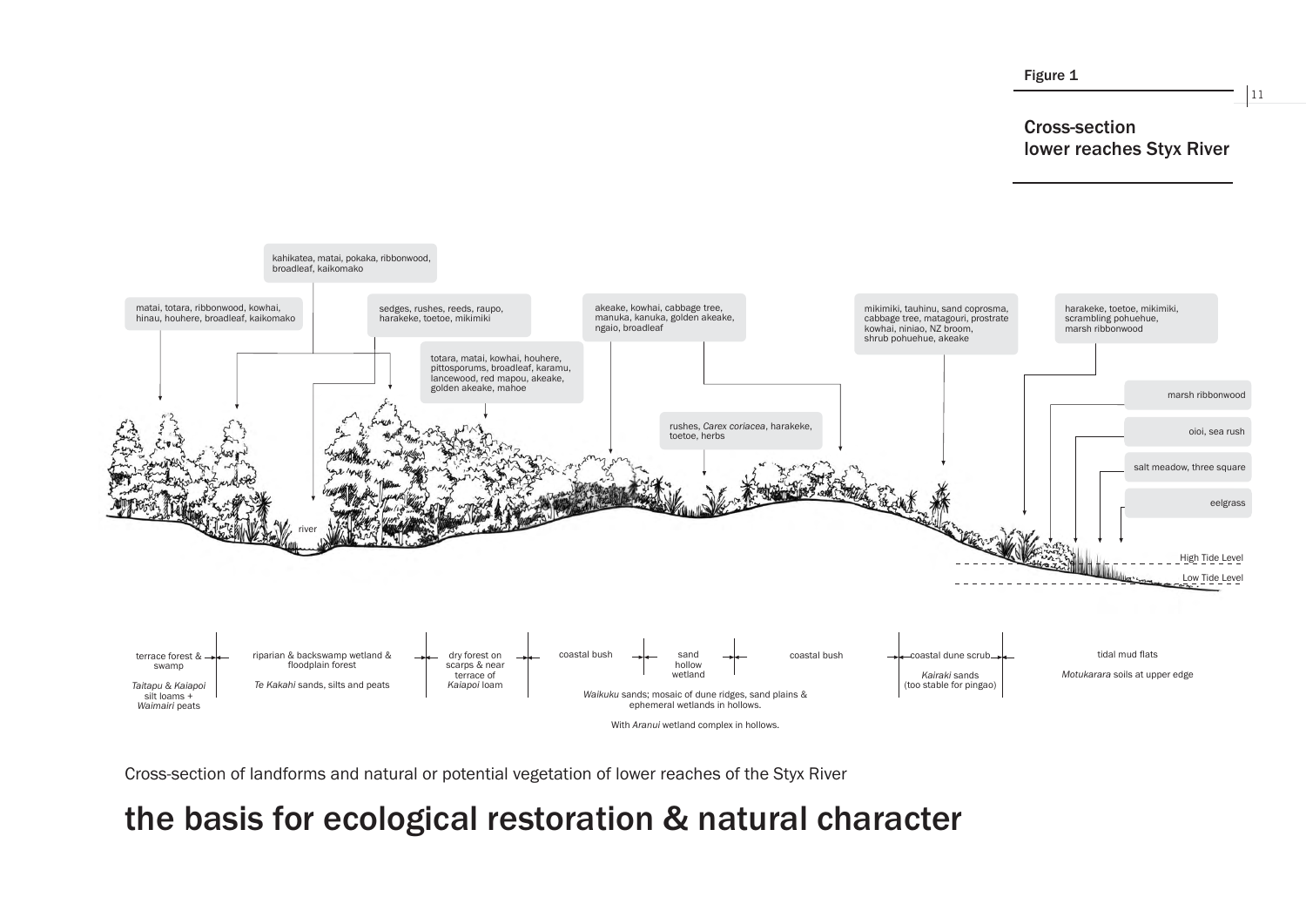Figure 1

## Cross-section lower reaches Styx River

kahikatea, matai, pokaka, ribbonwood, broadleaf, kaikomako

matai, totara, ribbonwood, kowhai, hinau, houhere, broadleaf, kaikomako

sedges, rushes, reeds, raupo, harakeke, toetoe, mikimiki

totara, matai, kowhai, houhere, pittosporums, broadleaf, karamu, lancewood, red mapou, akeake, golden akeake, mahoe

akeake, kowhai, cabbage tree, manuka, kanuka, golden akeake, ngaio, broadleaf

rushes, *Carex coriacea*, harakeke, toetoe, herbs

mikimiki, tauhinu, sand coprosma, cabbage tree, matagouri, prostrate kowhai, niniao, NZ broom, shrub pohuehue, akeake

harakeke, toetoe, mikimiki, scrambling pohuehue, marsh ribbonwood

marsh ribbonwood

oioi, sea rush

salt meadow, three square

eelgrass

river

High Tide Level

Low Tide Level

terrace forest & swamp

*Taitapu* & *Kaiapoi* silt loams + *Waimairi* peats

riparian & backswamp wetland & floodplain forest

*Te Kakahi* sands, silts and peats

dry forest on scarps & near terrace of *Kaiapoi* loam

coastal bush

sand hollow wetland

coastal bush

*Waikuku* sands; mosaic of dune ridges, sand plains & ephemeral wetlands in hollows.

With *Aranui* wetland complex in hollows.

coastal dune scrub

*Kairaki* sands (too stable for pingao)

tidal mud flats

*Motukarara* soils at upper edge

Cross-section of landforms and natural or potential vegetation of lower reaches of the Styx River

# the basis for ecological restoration & natural character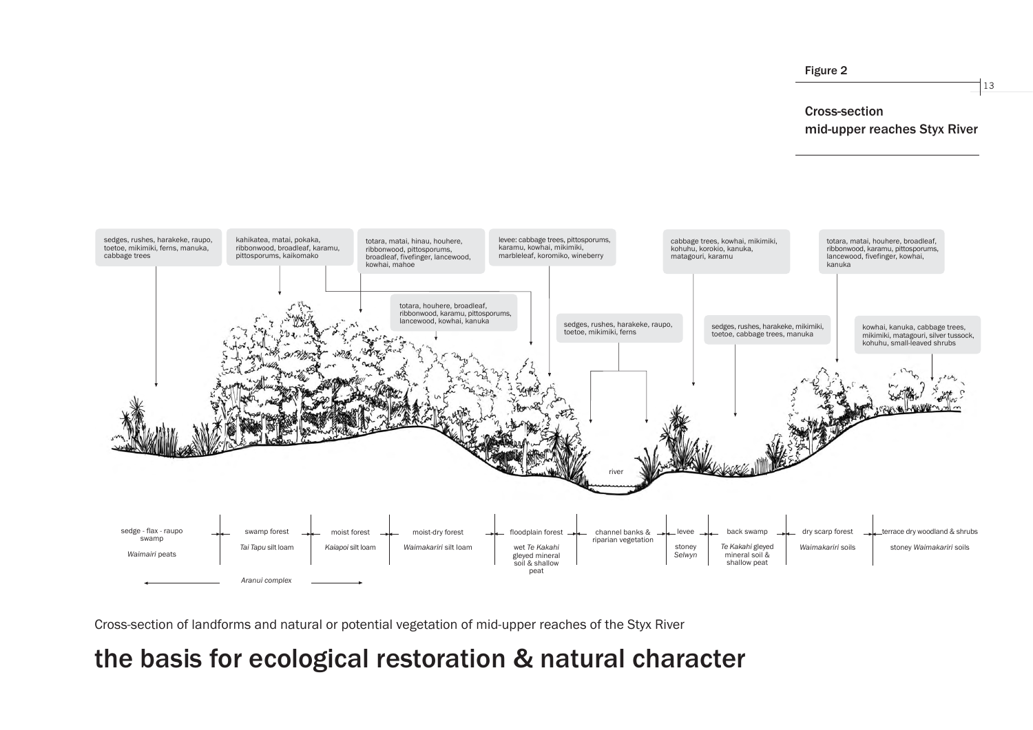Figure 2

Cross-section
mid-upper reaches Styx River

sedges, rushes, harakeke, raupo, toetoe, mikimiki, ferns, manuka, cabbage trees

kahikatea, matai, pokaka, ribbonwood, broadleaf, karamu, pittosporums, kaikomako

totara, matai, hinau, houhere, ribbonwood, pittosporums, broadleaf, fivefinger, lancewood, kowhai, mahoe

levee: cabbage trees, pittosporums, karamu, kowhai, mikimiki, marbleleaf, koromiko, wineberry

cabbage trees, kowhai, mikimiki, kohuhu, korokio, kanuka, matagouri, karamu

totara, matai, houhere, broadleaf, ribbonwood, karamu, pittosporums, lancewood, fivefinger, kowhai, kanuka

totara, houhere, broadleaf, ribbonwood, karamu, pittosporums, lancewood, kowhai, kanuka

sedges, rushes, harakeke, raupo, toetoe, mikimiki, ferns

sedges, rushes, harakeke, mikimiki, toetoe, cabbage trees, manuka

kowhai, kanuka, cabbage trees, mikimiki, matagouri, silver tussock, kohuhu, small-leaved shrubs

river

| sedge - flax - raupo swamp | swamp forest | moist forest | moist-dry forest | floodplain forest | channel banks & riparian vegetation | levee | back swamp | dry scarp forest | terrace dry woodland & shrubs |
|---|---|---|---|---|---|---|---|---|---|
| *Waimairi* peats | *Tai Tapu* silt loam | *Kaiapoi* silt loam | *Waimakariri* silt loam | wet *Te Kakahi* gleyed mineral soil & shallow peat | | stoney *Selwyn* | *Te Kakahi* gleyed mineral soil & shallow peat | *Waimakariri* soils | stoney *Waimakariri* soils |

*Aranui complex*

Cross-section of landforms and natural or potential vegetation of mid-upper reaches of the Styx River

# the basis for ecological restoration & natural character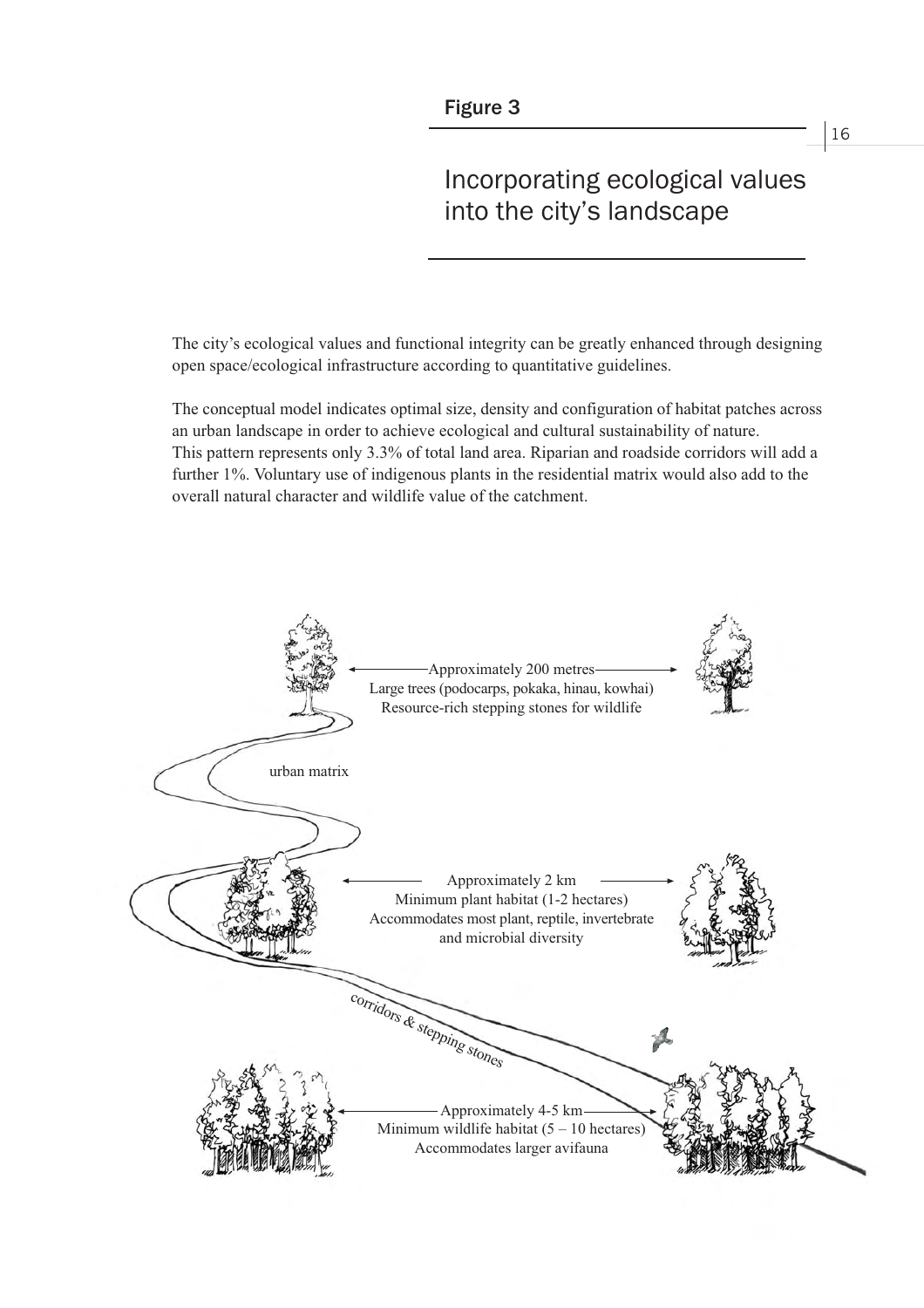Figure 3

# Incorporating ecological values into the city's landscape

The city's ecological values and functional integrity can be greatly enhanced through designing open space/ecological infrastructure according to quantitative guidelines.

The conceptual model indicates optimal size, density and configuration of habitat patches across an urban landscape in order to achieve ecological and cultural sustainability of nature. This pattern represents only 3.3% of total land area. Riparian and roadside corridors will add a further 1%. Voluntary use of indigenous plants in the residential matrix would also add to the overall natural character and wildlife value of the catchment.

Approximately 200 metres
Large trees (podocarps, pokaka, hinau, kowhai)
Resource-rich stepping stones for wildlife

urban matrix

Approximately 2 km
Minimum plant habitat (1-2 hectares)
Accommodates most plant, reptile, invertebrate and microbial diversity

corridors & stepping stones

Approximately 4-5 km
Minimum wildlife habitat (5 – 10 hectares)
Accommodates larger avifauna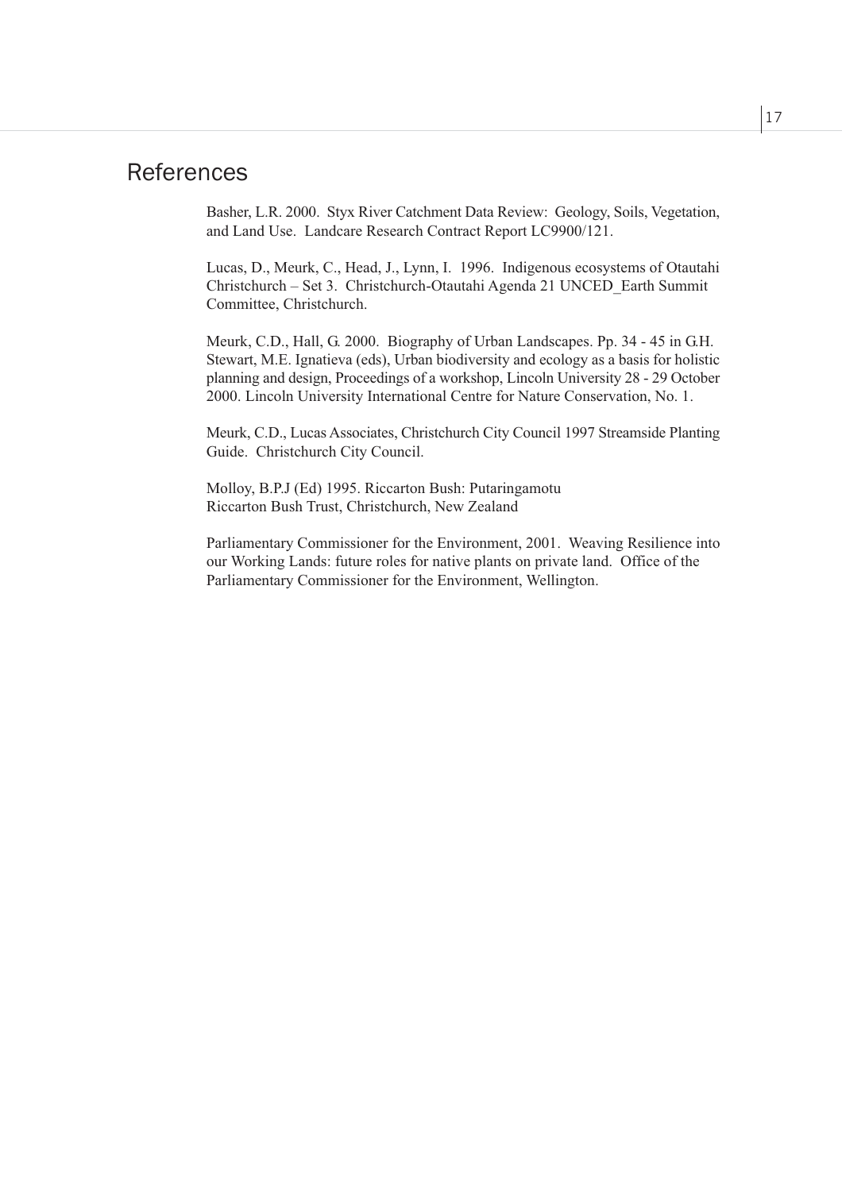# References

Basher, L.R. 2000. Styx River Catchment Data Review: Geology, Soils, Vegetation, and Land Use. Landcare Research Contract Report LC9900/121.

Lucas, D., Meurk, C., Head, J., Lynn, I. 1996. Indigenous ecosystems of Otautahi Christchurch – Set 3. Christchurch-Otautahi Agenda 21 UNCED_Earth Summit Committee, Christchurch.

Meurk, C.D., Hall, G. 2000. Biography of Urban Landscapes. Pp. 34 - 45 in G.H. Stewart, M.E. Ignatieva (eds), Urban biodiversity and ecology as a basis for holistic planning and design, Proceedings of a workshop, Lincoln University 28 - 29 October 2000. Lincoln University International Centre for Nature Conservation, No. 1.

Meurk, C.D., Lucas Associates, Christchurch City Council 1997 Streamside Planting Guide. Christchurch City Council.

Molloy, B.P.J (Ed) 1995. Riccarton Bush: Putaringamotu
Riccarton Bush Trust, Christchurch, New Zealand

Parliamentary Commissioner for the Environment, 2001. Weaving Resilience into our Working Lands: future roles for native plants on private land. Office of the Parliamentary Commissioner for the Environment, Wellington.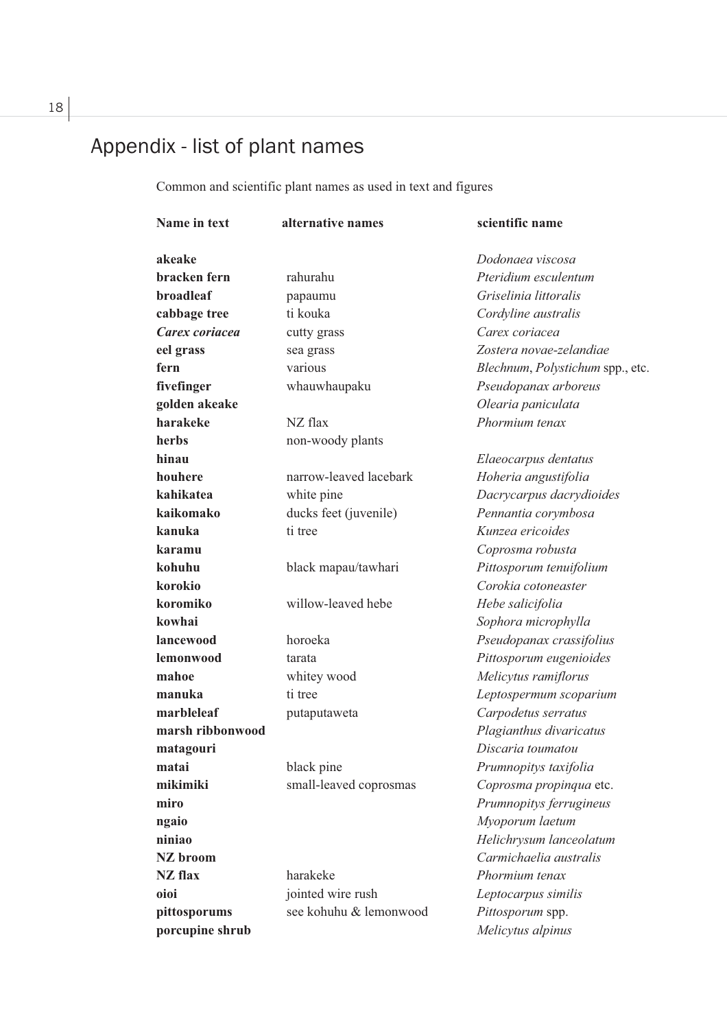# Appendix - list of plant names

Common and scientific plant names as used in text and figures

| Name in text | alternative names | scientific name |
|---|---|---|
| **akeake** | | *Dodonaea viscosa* |
| **bracken fern** | rahurahu | *Pteridium esculentum* |
| **broadleaf** | papaumu | *Griselinia littoralis* |
| **cabbage tree** | ti kouka | *Cordyline australis* |
| ***Carex coriacea*** | cutty grass | *Carex coriacea* |
| **eel grass** | sea grass | *Zostera novae-zelandiae* |
| **fern** | various | *Blechnum*, *Polystichum* spp., etc. |
| **fivefinger** | whauwhaupaku | *Pseudopanax arboreus* |
| **golden akeake** | | *Olearia paniculata* |
| **harakeke** | NZ flax | *Phormium tenax* |
| **herbs** | non-woody plants | |
| **hinau** | | *Elaeocarpus dentatus* |
| **houhere** | narrow-leaved lacebark | *Hoheria angustifolia* |
| **kahikatea** | white pine | *Dacrycarpus dacrydioides* |
| **kaikomako** | ducks feet (juvenile) | *Pennantia corymbosa* |
| **kanuka** | ti tree | *Kunzea ericoides* |
| **karamu** | | *Coprosma robusta* |
| **kohuhu** | black mapau/tawhari | *Pittosporum tenuifolium* |
| **korokio** | | *Corokia cotoneaster* |
| **koromiko** | willow-leaved hebe | *Hebe salicifolia* |
| **kowhai** | | *Sophora microphylla* |
| **lancewood** | horoeka | *Pseudopanax crassifolius* |
| **lemonwood** | tarata | *Pittosporum eugenioides* |
| **mahoe** | whitey wood | *Melicytus ramiflorus* |
| **manuka** | ti tree | *Leptospermum scoparium* |
| **marbleleaf** | putaputaweta | *Carpodetus serratus* |
| **marsh ribbonwood** | | *Plagianthus divaricatus* |
| **matagouri** | | *Discaria toumatou* |
| **matai** | black pine | *Prumnopitys taxifolia* |
| **mikimiki** | small-leaved coprosmas | *Coprosma propinqua* etc. |
| **miro** | | *Prumnopitys ferrugineus* |
| **ngaio** | | *Myoporum laetum* |
| **niniao** | | *Helichrysum lanceolatum* |
| **NZ broom** | | *Carmichaelia australis* |
| **NZ flax** | harakeke | *Phormium tenax* |
| **oioi** | jointed wire rush | *Leptocarpus similis* |
| **pittosporums** | see kohuhu & lemonwood | *Pittosporum* spp. |
| **porcupine shrub** | | *Melicytus alpinus* |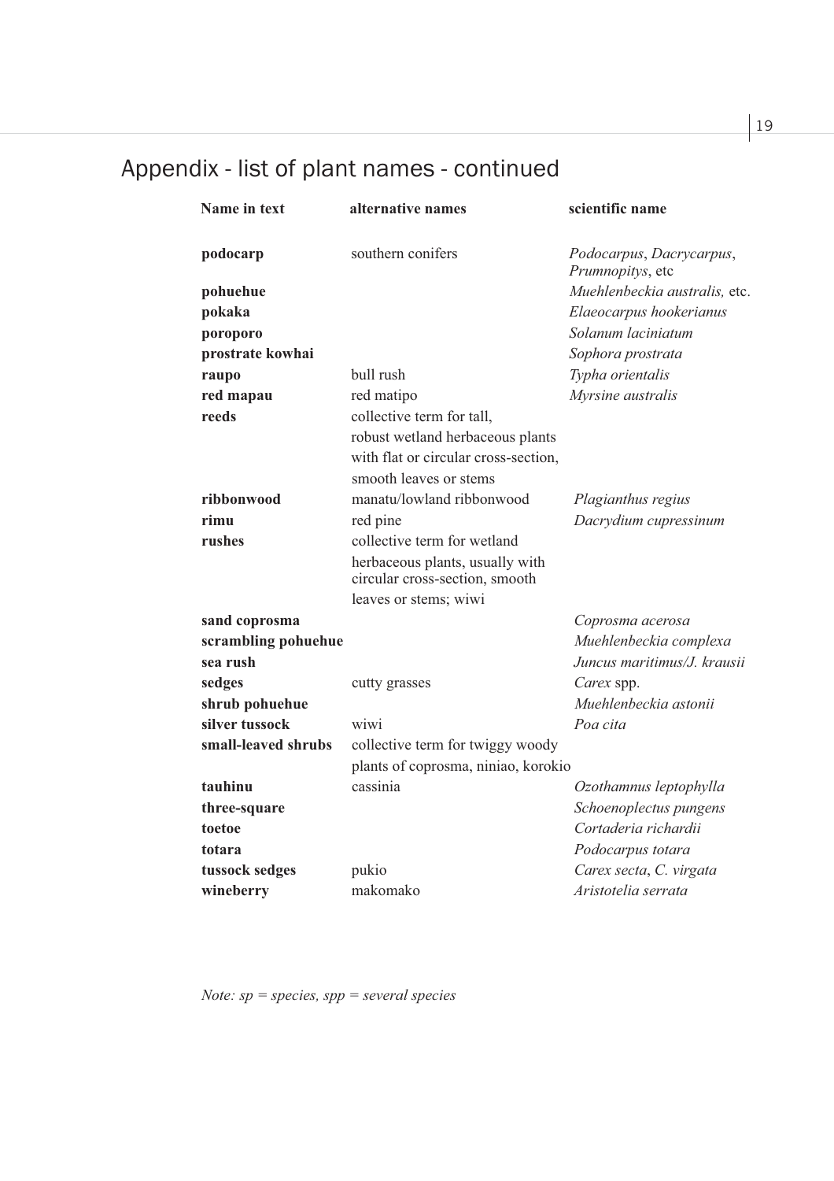# Appendix - list of plant names - continued

| Name in text | alternative names | scientific name |
|---|---|---|
| **podocarp** | southern conifers | *Podocarpus*, *Dacrycarpus*, *Prumnopitys*, etc |
| **pohuehue** | | *Muehlenbeckia australis,* etc. |
| **pokaka** | | *Elaeocarpus hookerianus* |
| **poroporo** | | *Solanum laciniatum* |
| **prostrate kowhai** | | *Sophora prostrata* |
| **raupo** | bull rush | *Typha orientalis* |
| **red mapau** | red matipo | *Myrsine australis* |
| **reeds** | collective term for tall, robust wetland herbaceous plants with flat or circular cross-section, smooth leaves or stems | |
| **ribbonwood** | manatu/lowland ribbonwood | *Plagianthus regius* |
| **rimu** | red pine | *Dacrydium cupressinum* |
| **rushes** | collective term for wetland herbaceous plants, usually with circular cross-section, smooth leaves or stems; wiwi | |
| **sand coprosma** | | *Coprosma acerosa* |
| **scrambling pohuehue** | | *Muehlenbeckia complexa* |
| **sea rush** | | *Juncus maritimus/J. krausii* |
| **sedges** | cutty grasses | *Carex* spp. |
| **shrub pohuehue** | | *Muehlenbeckia astonii* |
| **silver tussock** | wiwi | *Poa cita* |
| **small-leaved shrubs** | collective term for twiggy woody plants of coprosma, niniao, korokio | |
| **tauhinu** | cassinia | *Ozothamnus leptophylla* |
| **three-square** | | *Schoenoplectus pungens* |
| **toetoe** | | *Cortaderia richardii* |
| **totara** | | *Podocarpus totara* |
| **tussock sedges** | pukio | *Carex secta*, *C. virgata* |
| **wineberry** | makomako | *Aristotelia serrata* |

*Note: sp = species, spp = several species*